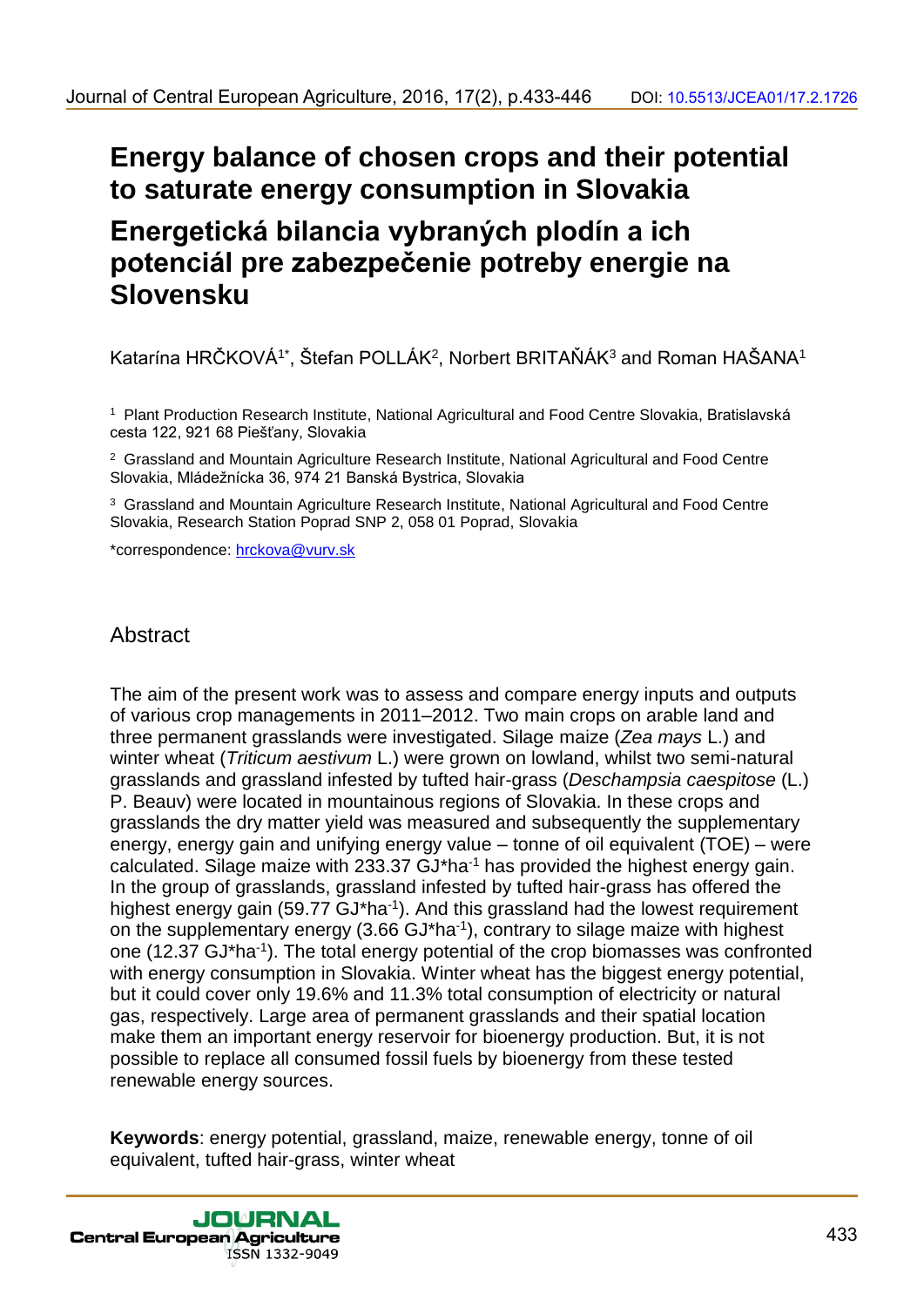# Energy balance of chosen crops and their potential to saturate energy consumption in Slovakia

# Energetická bilancia vybraných plodín a ich potenciál pre zabezpečenie potreby energie na Slovensku

Katarína HRČKOVÁ[1*], Štefan POLLÁK[2], Norbert BRITAŇÁK[3] and Roman HAŠANA[1]

[1] Plant Production Research Institute, National Agricultural and Food Centre Slovakia, Bratislavská cesta 122, 921 68 Piešťany, Slovakia

[2] Grassland and Mountain Agriculture Research Institute, National Agricultural and Food Centre Slovakia, Mládežnícka 36, 974 21 Banská Bystrica, Slovakia

[3] Grassland and Mountain Agriculture Research Institute, National Agricultural and Food Centre Slovakia, Research Station Poprad SNP 2, 058 01 Poprad, Slovakia

*correspondence: hrckova@vurv.sk

## Abstract

The aim of the present work was to assess and compare energy inputs and outputs of various crop managements in 2011–2012. Two main crops on arable land and three permanent grasslands were investigated. Silage maize (*Zea mays* L.) and winter wheat (*Triticum aestivum* L.) were grown on lowland, whilst two semi-natural grasslands and grassland infested by tufted hair-grass (*Deschampsia caespitose* (L.) P. Beauv) were located in mountainous regions of Slovakia. In these crops and grasslands the dry matter yield was measured and subsequently the supplementary energy, energy gain and unifying energy value – tonne of oil equivalent (TOE) – were calculated. Silage maize with 233.37 GJ*ha$^{-1}$ has provided the highest energy gain. In the group of grasslands, grassland infested by tufted hair-grass has offered the highest energy gain (59.77 GJ*ha$^{-1}$). And this grassland had the lowest requirement on the supplementary energy (3.66 GJ*ha$^{-1}$), contrary to silage maize with highest one (12.37 GJ*ha$^{-1}$). The total energy potential of the crop biomasses was confronted with energy consumption in Slovakia. Winter wheat has the biggest energy potential, but it could cover only 19.6% and 11.3% total consumption of electricity or natural gas, respectively. Large area of permanent grasslands and their spatial location make them an important energy reservoir for bioenergy production. But, it is not possible to replace all consumed fossil fuels by bioenergy from these tested renewable energy sources.

**Keywords**: energy potential, grassland, maize, renewable energy, tonne of oil equivalent, tufted hair-grass, winter wheat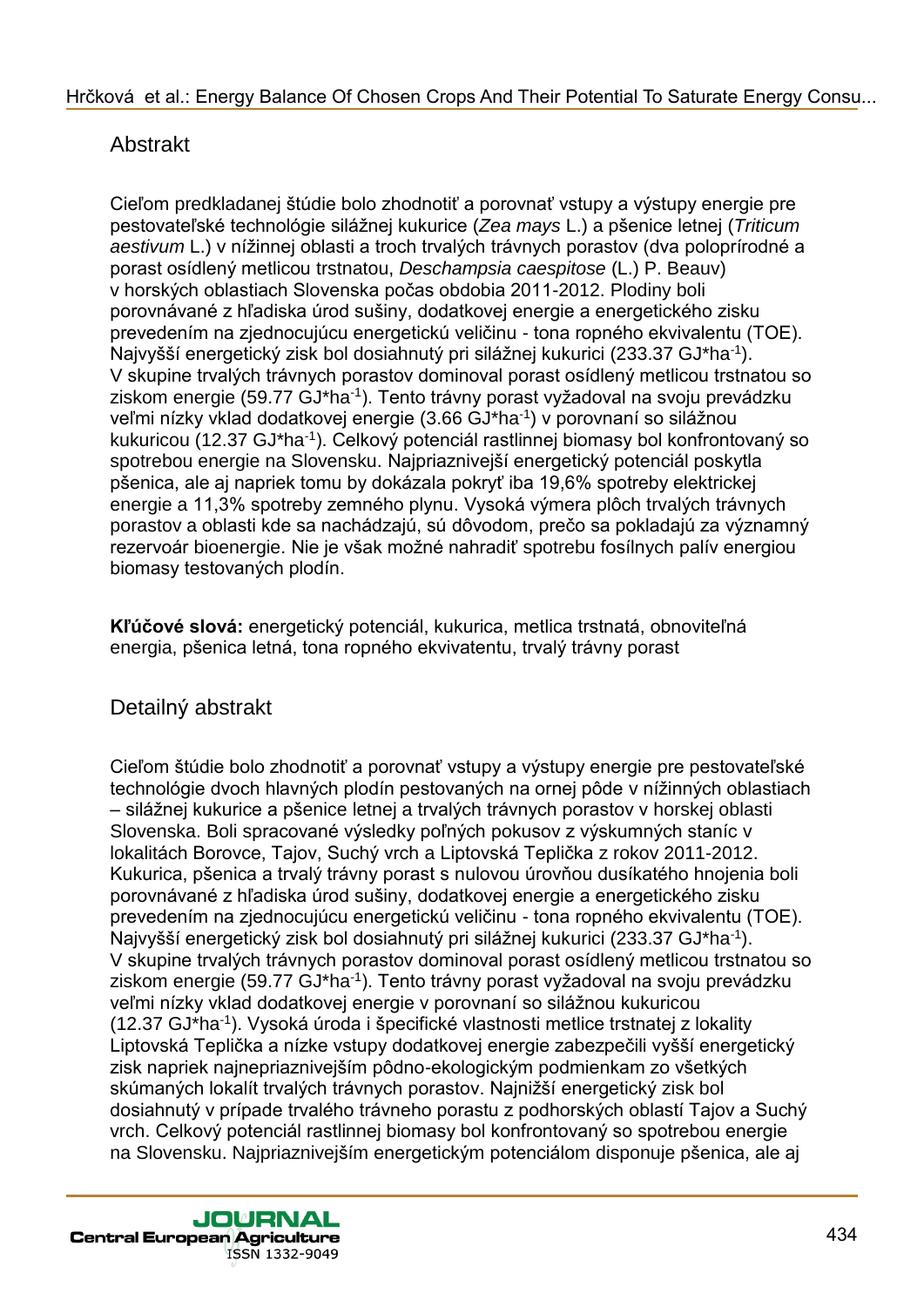## Abstrakt

Cieľom predkladanej štúdie bolo zhodnotiť a porovnať vstupy a výstupy energie pre pestovateľské technológie silážnej kukurice (*Zea mays* L.) a pšenice letnej (*Triticum aestivum* L.) v nížinnej oblasti a troch trvalých trávnych porastov (dva poloprírodné a porast osídlený metlicou trstnatou, *Deschampsia caespitose* (L.) P. Beauv) v horských oblastiach Slovenska počas obdobia 2011-2012. Plodiny boli porovnávané z hľadiska úrod sušiny, dodatkovej energie a energetického zisku prevedením na zjednocujúcu energetickú veličinu - tona ropného ekvivalentu (TOE). Najvyšší energetický zisk bol dosiahnutý pri silážnej kukurici (233.37 GJ*ha$^{-1}$). V skupine trvalých trávnych porastov dominoval porast osídlený metlicou trstnatou so ziskom energie (59.77 GJ*ha$^{-1}$). Tento trávny porast vyžadoval na svoju prevádzku veľmi nízky vklad dodatkovej energie (3.66 GJ*ha$^{-1}$) v porovnaní so silážnou kukuricou (12.37 GJ*ha$^{-1}$). Celkový potenciál rastlinnej biomasy bol konfrontovaný so spotrebou energie na Slovensku. Najpriaznivejší energetický potenciál poskytla pšenica, ale aj napriek tomu by dokázala pokryť iba 19,6% spotreby elektrickej energie a 11,3% spotreby zemného plynu. Vysoká výmera plôch trvalých trávnych porastov a oblasti kde sa nachádzajú, sú dôvodom, prečo sa pokladajú za významný rezervoár bioenergie. Nie je však možné nahradiť spotrebu fosílnych palív energiou biomasy testovaných plodín.

**Kľúčové slová:** energetický potenciál, kukurica, metlica trstnatá, obnoviteľná energia, pšenica letná, tona ropného ekvivatentu, trvalý trávny porast

## Detailný abstrakt

Cieľom štúdie bolo zhodnotiť a porovnať vstupy a výstupy energie pre pestovateľské technológie dvoch hlavných plodín pestovaných na ornej pôde v nížinných oblastiach – silážnej kukurice a pšenice letnej a trvalých trávnych porastov v horskej oblasti Slovenska. Boli spracované výsledky poľných pokusov z výskumných staníc v lokalitách Borovce, Tajov, Suchý vrch a Liptovská Teplička z rokov 2011-2012. Kukurica, pšenica a trvalý trávny porast s nulovou úrovňou dusíkatého hnojenia boli porovnávané z hľadiska úrod sušiny, dodatkovej energie a energetického zisku prevedením na zjednocujúcu energetickú veličinu - tona ropného ekvivalentu (TOE). Najvyšší energetický zisk bol dosiahnutý pri silážnej kukurici (233.37 GJ*ha$^{-1}$). V skupine trvalých trávnych porastov dominoval porast osídlený metlicou trstnatou so ziskom energie (59.77 GJ*ha$^{-1}$). Tento trávny porast vyžadoval na svoju prevádzku veľmi nízky vklad dodatkovej energie v porovnaní so silážnou kukuricou (12.37 GJ*ha$^{-1}$). Vysoká úroda i špecifické vlastnosti metlice trstnatej z lokality Liptovská Teplička a nízke vstupy dodatkovej energie zabezpečili vyšší energetický zisk napriek najnepriaznivejším pôdno-ekologickým podmienkam zo všetkých skúmaných lokalít trvalých trávnych porastov. Najnižší energetický zisk bol dosiahnutý v prípade trvalého trávneho porastu z podhorských oblastí Tajov a Suchý vrch. Celkový potenciál rastlinnej biomasy bol konfrontovaný so spotrebou energie na Slovensku. Najpriaznivejším energetickým potenciálom disponuje pšenica, ale aj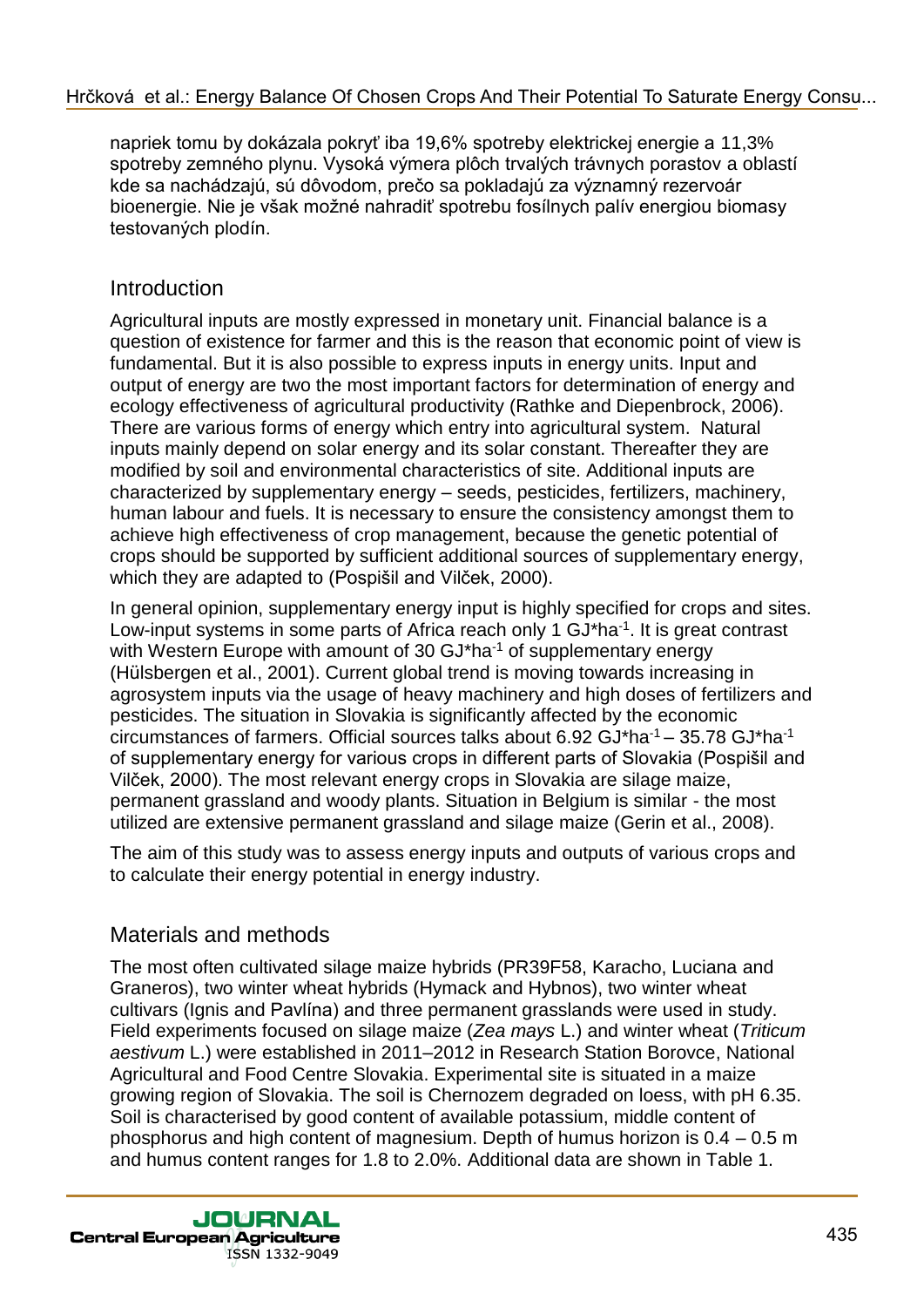napriek tomu by dokázala pokryť iba 19,6% spotreby elektrickej energie a 11,3% spotreby zemného plynu. Vysoká výmera plôch trvalých trávnych porastov a oblastí kde sa nachádzajú, sú dôvodom, prečo sa pokladajú za významný rezervoár bioenergie. Nie je však možné nahradiť spotrebu fosílnych palív energiou biomasy testovaných plodín.

## Introduction

Agricultural inputs are mostly expressed in monetary unit. Financial balance is a question of existence for farmer and this is the reason that economic point of view is fundamental. But it is also possible to express inputs in energy units. Input and output of energy are two the most important factors for determination of energy and ecology effectiveness of agricultural productivity (Rathke and Diepenbrock, 2006). There are various forms of energy which entry into agricultural system. Natural inputs mainly depend on solar energy and its solar constant. Thereafter they are modified by soil and environmental characteristics of site. Additional inputs are characterized by supplementary energy – seeds, pesticides, fertilizers, machinery, human labour and fuels. It is necessary to ensure the consistency amongst them to achieve high effectiveness of crop management, because the genetic potential of crops should be supported by sufficient additional sources of supplementary energy, which they are adapted to (Pospišil and Vilček, 2000).

In general opinion, supplementary energy input is highly specified for crops and sites. Low-input systems in some parts of Africa reach only 1 GJ*ha$^{-1}$. It is great contrast with Western Europe with amount of 30 GJ*ha$^{-1}$ of supplementary energy (Hülsbergen et al., 2001). Current global trend is moving towards increasing in agrosystem inputs via the usage of heavy machinery and high doses of fertilizers and pesticides. The situation in Slovakia is significantly affected by the economic circumstances of farmers. Official sources talks about 6.92 GJ*ha$^{-1}$ – 35.78 GJ*ha$^{-1}$ of supplementary energy for various crops in different parts of Slovakia (Pospišil and Vilček, 2000). The most relevant energy crops in Slovakia are silage maize, permanent grassland and woody plants. Situation in Belgium is similar - the most utilized are extensive permanent grassland and silage maize (Gerin et al., 2008).

The aim of this study was to assess energy inputs and outputs of various crops and to calculate their energy potential in energy industry.

## Materials and methods

The most often cultivated silage maize hybrids (PR39F58, Karacho, Luciana and Graneros), two winter wheat hybrids (Hymack and Hybnos), two winter wheat cultivars (Ignis and Pavlína) and three permanent grasslands were used in study. Field experiments focused on silage maize (*Zea mays* L.) and winter wheat (*Triticum aestivum* L.) were established in 2011–2012 in Research Station Borovce, National Agricultural and Food Centre Slovakia. Experimental site is situated in a maize growing region of Slovakia. The soil is Chernozem degraded on loess, with pH 6.35. Soil is characterised by good content of available potassium, middle content of phosphorus and high content of magnesium. Depth of humus horizon is 0.4 – 0.5 m and humus content ranges for 1.8 to 2.0%. Additional data are shown in Table 1.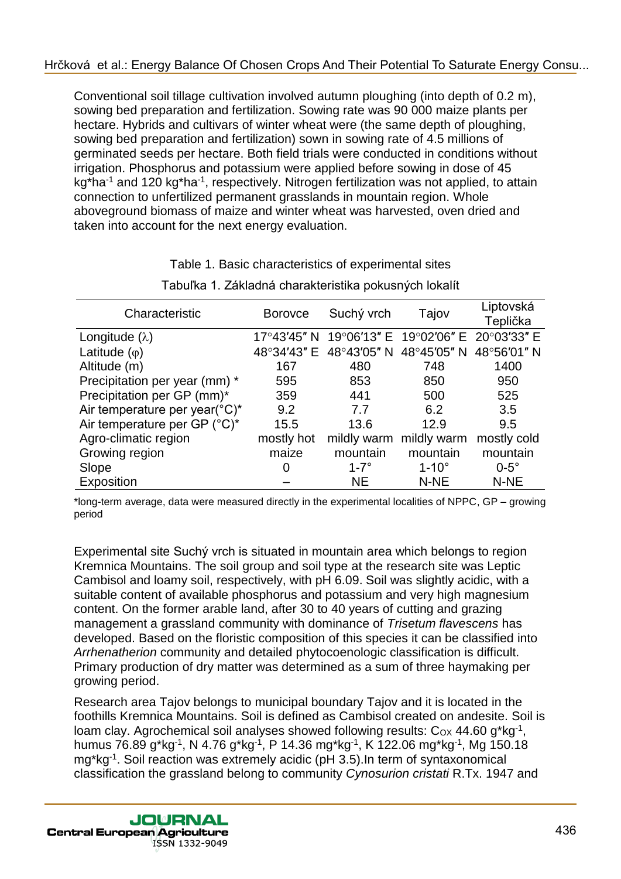Conventional soil tillage cultivation involved autumn ploughing (into depth of 0.2 m), sowing bed preparation and fertilization. Sowing rate was 90 000 maize plants per hectare. Hybrids and cultivars of winter wheat were (the same depth of ploughing, sowing bed preparation and fertilization) sown in sowing rate of 4.5 millions of germinated seeds per hectare. Both field trials were conducted in conditions without irrigation. Phosphorus and potassium were applied before sowing in dose of 45 kg*ha$^{-1}$ and 120 kg*ha$^{-1}$, respectively. Nitrogen fertilization was not applied, to attain connection to unfertilized permanent grasslands in mountain region. Whole aboveground biomass of maize and winter wheat was harvested, oven dried and taken into account for the next energy evaluation.

Table 1. Basic characteristics of experimental sites

Tabuľka 1. Základná charakteristika pokusných lokalít

| Characteristic | Borovce | Suchý vrch | Tajov | Liptovská Teplička |
|---|---|---|---|---|
| Longitude (λ) | 17°43′45″ N | 19°06′13″ E | 19°02′06″ E | 20°03′33″ E |
| Latitude (φ) | 48°34′43″ E | 48°43′05″ N | 48°45′05″ N | 48°56′01″ N |
| Altitude (m) | 167 | 480 | 748 | 1400 |
| Precipitation per year (mm) * | 595 | 853 | 850 | 950 |
| Precipitation per GP (mm)* | 359 | 441 | 500 | 525 |
| Air temperature per year(°C)* | 9.2 | 7.7 | 6.2 | 3.5 |
| Air temperature per GP (°C)* | 15.5 | 13.6 | 12.9 | 9.5 |
| Agro-climatic region | mostly hot | mildly warm | mildly warm | mostly cold |
| Growing region | maize | mountain | mountain | mountain |
| Slope | 0 | 1-7° | 1-10° | 0-5° |
| Exposition | – | NE | N-NE | N-NE |

*long-term average, data were measured directly in the experimental localities of NPPC, GP – growing period

Experimental site Suchý vrch is situated in mountain area which belongs to region Kremnica Mountains. The soil group and soil type at the research site was Leptic Cambisol and loamy soil, respectively, with pH 6.09. Soil was slightly acidic, with a suitable content of available phosphorus and potassium and very high magnesium content. On the former arable land, after 30 to 40 years of cutting and grazing management a grassland community with dominance of *Trisetum flavescens* has developed. Based on the floristic composition of this species it can be classified into *Arrhenatherion* community and detailed phytocoenologic classification is difficult. Primary production of dry matter was determined as a sum of three haymaking per growing period.

Research area Tajov belongs to municipal boundary Tajov and it is located in the foothills Kremnica Mountains. Soil is defined as Cambisol created on andesite. Soil is loam clay. Agrochemical soil analyses showed following results: $C_{OX}$ 44.60 g*kg$^{-1}$, humus 76.89 g*kg$^{-1}$, N 4.76 g*kg$^{-1}$, P 14.36 mg*kg$^{-1}$, K 122.06 mg*kg$^{-1}$, Mg 150.18 mg*kg$^{-1}$. Soil reaction was extremely acidic (pH 3.5).In term of syntaxonomical classification the grassland belong to community *Cynosurion cristati* R.Tx. 1947 and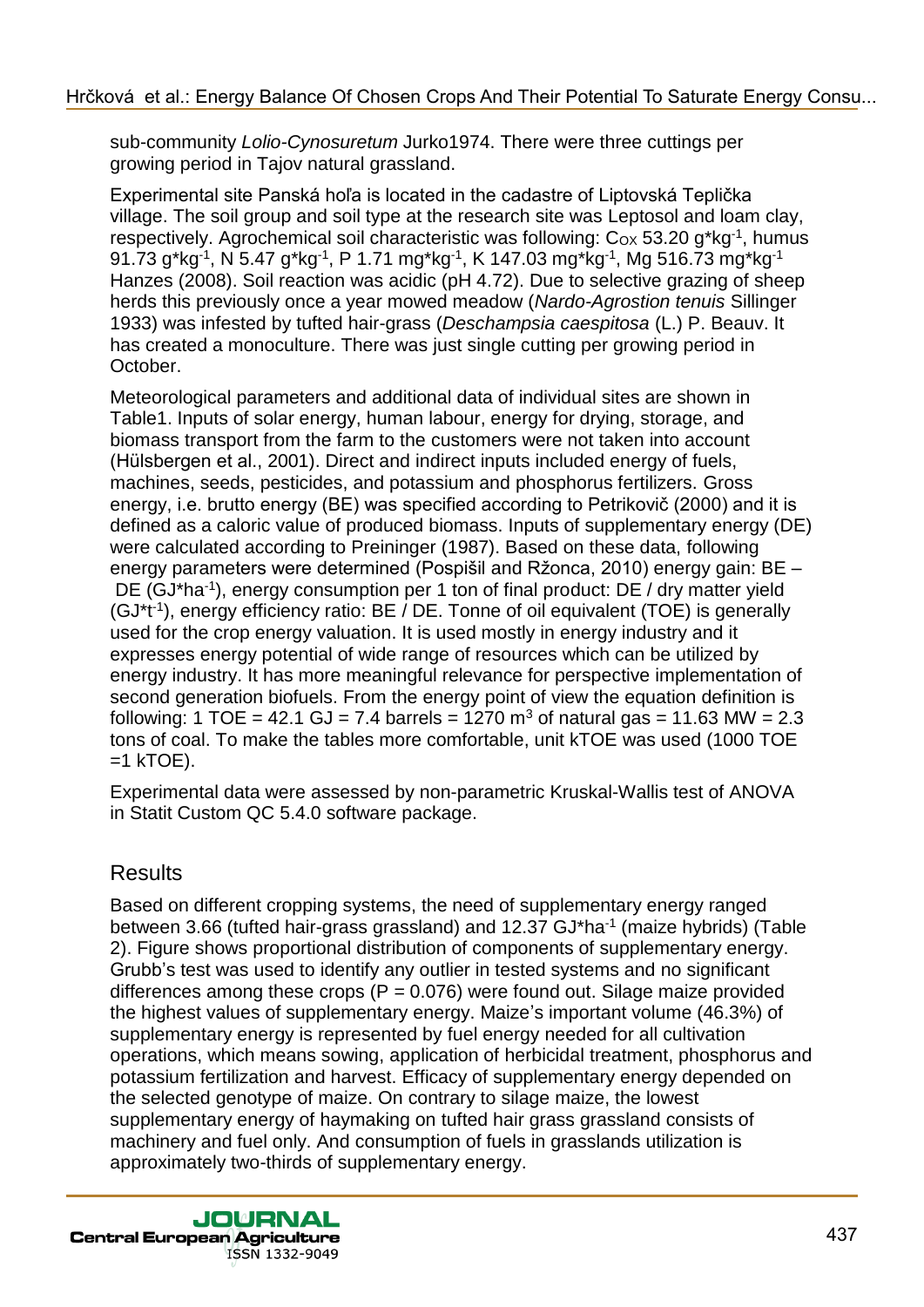sub-community *Lolio-Cynosuretum* Jurko1974. There were three cuttings per growing period in Tajov natural grassland.

Experimental site Panská hoľa is located in the cadastre of Liptovská Teplička village. The soil group and soil type at the research site was Leptosol and loam clay, respectively. Agrochemical soil characteristic was following: $C_{OX}$ 53.20 g*kg$^{-1}$, humus 91.73 g*kg$^{-1}$, N 5.47 g*kg$^{-1}$, P 1.71 mg*kg$^{-1}$, K 147.03 mg*kg$^{-1}$, Mg 516.73 mg*kg$^{-1}$ Hanzes (2008). Soil reaction was acidic (pH 4.72). Due to selective grazing of sheep herds this previously once a year mowed meadow (*Nardo-Agrostion tenuis* Sillinger 1933) was infested by tufted hair-grass (*Deschampsia caespitosa* (L.) P. Beauv. It has created a monoculture. There was just single cutting per growing period in October.

Meteorological parameters and additional data of individual sites are shown in Table1. Inputs of solar energy, human labour, energy for drying, storage, and biomass transport from the farm to the customers were not taken into account (Hülsbergen et al., 2001). Direct and indirect inputs included energy of fuels, machines, seeds, pesticides, and potassium and phosphorus fertilizers. Gross energy, i.e. brutto energy (BE) was specified according to Petrikovič (2000) and it is defined as a caloric value of produced biomass. Inputs of supplementary energy (DE) were calculated according to Preininger (1987). Based on these data, following energy parameters were determined (Pospišil and Ržonca, 2010) energy gain: BE – DE (GJ*ha$^{-1}$), energy consumption per 1 ton of final product: DE / dry matter yield (GJ*t$^{-1}$), energy efficiency ratio: BE / DE. Tonne of oil equivalent (TOE) is generally used for the crop energy valuation. It is used mostly in energy industry and it expresses energy potential of wide range of resources which can be utilized by energy industry. It has more meaningful relevance for perspective implementation of second generation biofuels. From the energy point of view the equation definition is following: 1 TOE = 42.1 GJ = 7.4 barrels = 1270 m$^3$ of natural gas = 11.63 MW = 2.3 tons of coal. To make the tables more comfortable, unit kTOE was used (1000 TOE =1 kTOE).

Experimental data were assessed by non-parametric Kruskal-Wallis test of ANOVA in Statit Custom QC 5.4.0 software package.

## Results

Based on different cropping systems, the need of supplementary energy ranged between 3.66 (tufted hair-grass grassland) and 12.37 GJ*ha$^{-1}$ (maize hybrids) (Table 2). Figure shows proportional distribution of components of supplementary energy. Grubb's test was used to identify any outlier in tested systems and no significant differences among these crops ($P = 0.076$) were found out. Silage maize provided the highest values of supplementary energy. Maize's important volume (46.3%) of supplementary energy is represented by fuel energy needed for all cultivation operations, which means sowing, application of herbicidal treatment, phosphorus and potassium fertilization and harvest. Efficacy of supplementary energy depended on the selected genotype of maize. On contrary to silage maize, the lowest supplementary energy of haymaking on tufted hair grass grassland consists of machinery and fuel only. And consumption of fuels in grasslands utilization is approximately two-thirds of supplementary energy.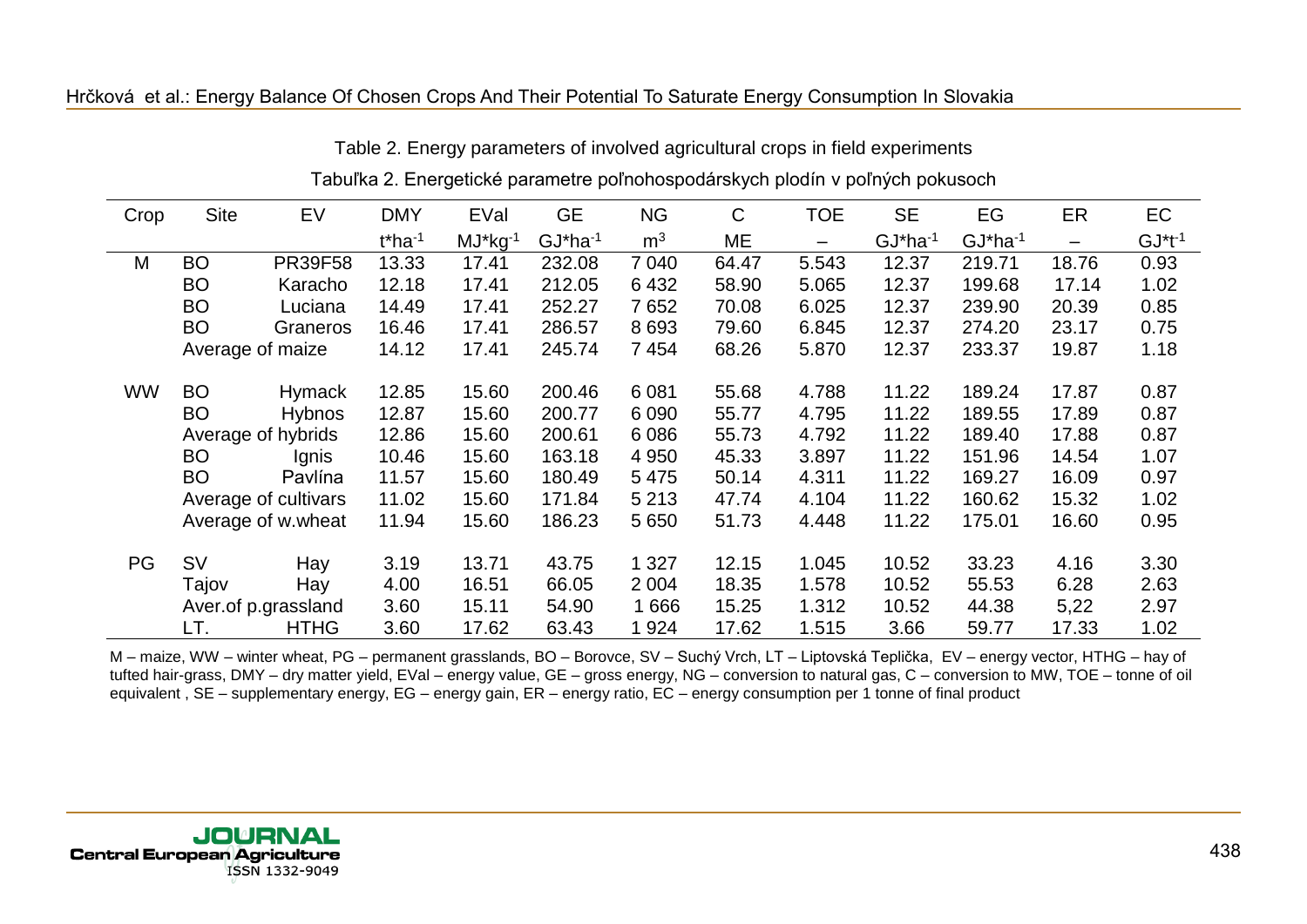Table 2. Energy parameters of involved agricultural crops in field experiments

Tabuľka 2. Energetické parametre poľnohospodárskych plodín v poľných pokusoch

| Crop | Site | EV | DMY | EVal | GE | NG | C | TOE | SE | EG | ER | EC |
|---|---|---|---|---|---|---|---|---|---|---|---|---|
| | | | t*ha$^{-1}$ | MJ*kg$^{-1}$ | GJ*ha$^{-1}$ | m$^3$ | ME | – | GJ*ha$^{-1}$ | GJ*ha$^{-1}$ | – | GJ*t$^{-1}$ |
| M | BO | PR39F58 | 13.33 | 17.41 | 232.08 | 7 040 | 64.47 | 5.543 | 12.37 | 219.71 | 18.76 | 0.93 |
| | BO | Karacho | 12.18 | 17.41 | 212.05 | 6 432 | 58.90 | 5.065 | 12.37 | 199.68 | 17.14 | 1.02 |
| | BO | Luciana | 14.49 | 17.41 | 252.27 | 7 652 | 70.08 | 6.025 | 12.37 | 239.90 | 20.39 | 0.85 |
| | BO | Graneros | 16.46 | 17.41 | 286.57 | 8 693 | 79.60 | 6.845 | 12.37 | 274.20 | 23.17 | 0.75 |
| | Average of maize | | 14.12 | 17.41 | 245.74 | 7 454 | 68.26 | 5.870 | 12.37 | 233.37 | 19.87 | 1.18 |
| WW | BO | Hymack | 12.85 | 15.60 | 200.46 | 6 081 | 55.68 | 4.788 | 11.22 | 189.24 | 17.87 | 0.87 |
| | BO | Hybnos | 12.87 | 15.60 | 200.77 | 6 090 | 55.77 | 4.795 | 11.22 | 189.55 | 17.89 | 0.87 |
| | Average of hybrids | | 12.86 | 15.60 | 200.61 | 6 086 | 55.73 | 4.792 | 11.22 | 189.40 | 17.88 | 0.87 |
| | BO | Ignis | 10.46 | 15.60 | 163.18 | 4 950 | 45.33 | 3.897 | 11.22 | 151.96 | 14.54 | 1.07 |
| | BO | Pavlína | 11.57 | 15.60 | 180.49 | 5 475 | 50.14 | 4.311 | 11.22 | 169.27 | 16.09 | 0.97 |
| | Average of cultivars | | 11.02 | 15.60 | 171.84 | 5 213 | 47.74 | 4.104 | 11.22 | 160.62 | 15.32 | 1.02 |
| | Average of w.wheat | | 11.94 | 15.60 | 186.23 | 5 650 | 51.73 | 4.448 | 11.22 | 175.01 | 16.60 | 0.95 |
| PG | SV | Hay | 3.19 | 13.71 | 43.75 | 1 327 | 12.15 | 1.045 | 10.52 | 33.23 | 4.16 | 3.30 |
| | Tajov | Hay | 4.00 | 16.51 | 66.05 | 2 004 | 18.35 | 1.578 | 10.52 | 55.53 | 6.28 | 2.63 |
| | Aver.of p.grassland | | 3.60 | 15.11 | 54.90 | 1 666 | 15.25 | 1.312 | 10.52 | 44.38 | 5,22 | 2.97 |
| | LT. | HTHG | 3.60 | 17.62 | 63.43 | 1 924 | 17.62 | 1.515 | 3.66 | 59.77 | 17.33 | 1.02 |

M – maize, WW – winter wheat, PG – permanent grasslands, BO – Borovce, SV – Suchý Vrch, LT – Liptovská Teplička, EV – energy vector, HTHG – hay of tufted hair-grass, DMY – dry matter yield, EVal – energy value, GE – gross energy, NG – conversion to natural gas, C – conversion to MW, TOE – tonne of oil equivalent , SE – supplementary energy, EG – energy gain, ER – energy ratio, EC – energy consumption per 1 tonne of final product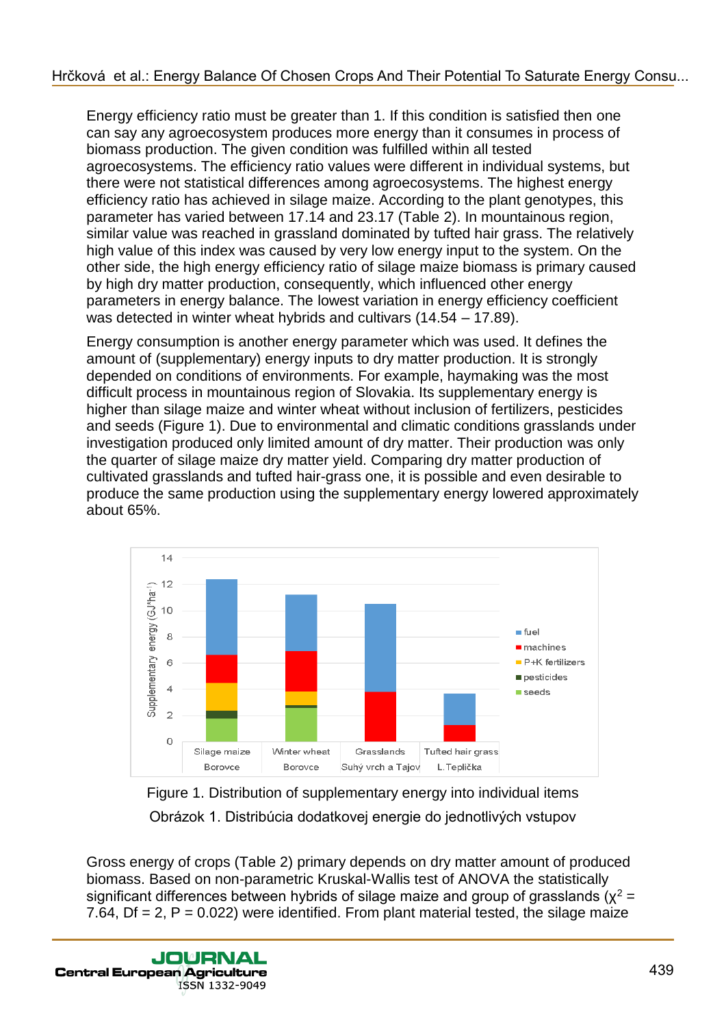Energy efficiency ratio must be greater than 1. If this condition is satisfied then one can say any agroecosystem produces more energy than it consumes in process of biomass production. The given condition was fulfilled within all tested agroecosystems. The efficiency ratio values were different in individual systems, but there were not statistical differences among agroecosystems. The highest energy efficiency ratio has achieved in silage maize. According to the plant genotypes, this parameter has varied between 17.14 and 23.17 (Table 2). In mountainous region, similar value was reached in grassland dominated by tufted hair grass. The relatively high value of this index was caused by very low energy input to the system. On the other side, the high energy efficiency ratio of silage maize biomass is primary caused by high dry matter production, consequently, which influenced other energy parameters in energy balance. The lowest variation in energy efficiency coefficient was detected in winter wheat hybrids and cultivars (14.54 – 17.89).

Energy consumption is another energy parameter which was used. It defines the amount of (supplementary) energy inputs to dry matter production. It is strongly depended on conditions of environments. For example, haymaking was the most difficult process in mountainous region of Slovakia. Its supplementary energy is higher than silage maize and winter wheat without inclusion of fertilizers, pesticides and seeds (Figure 1). Due to environmental and climatic conditions grasslands under investigation produced only limited amount of dry matter. Their production was only the quarter of silage maize dry matter yield. Comparing dry matter production of cultivated grasslands and tufted hair-grass one, it is possible and even desirable to produce the same production using the supplementary energy lowered approximately about 65%.

Figure 1. Distribution of supplementary energy into individual items

Obrázok 1. Distribúcia dodatkovej energie do jednotlivých vstupov

Gross energy of crops (Table 2) primary depends on dry matter amount of produced biomass. Based on non-parametric Kruskal-Wallis test of ANOVA the statistically significant differences between hybrids of silage maize and group of grasslands ($\chi^2$ = 7.64, Df = 2, P = 0.022) were identified. From plant material tested, the silage maize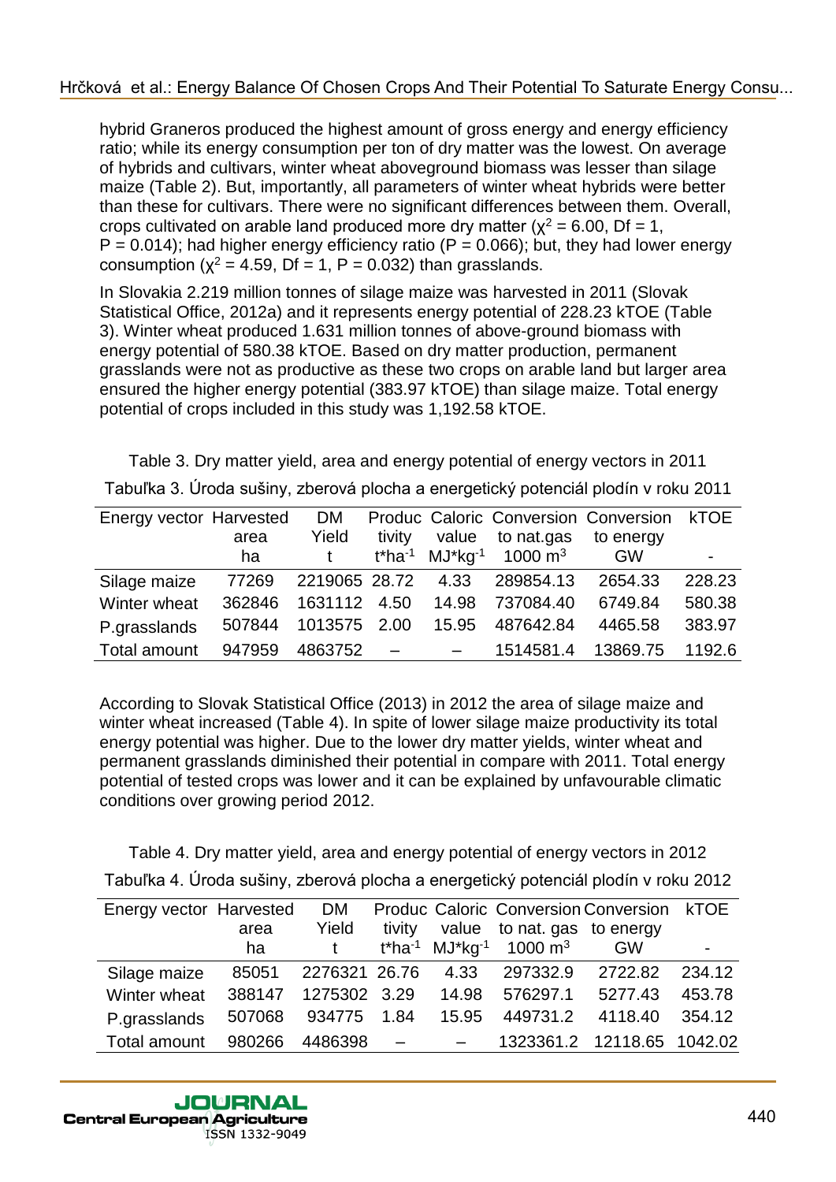hybrid Graneros produced the highest amount of gross energy and energy efficiency ratio; while its energy consumption per ton of dry matter was the lowest. On average of hybrids and cultivars, winter wheat aboveground biomass was lesser than silage maize (Table 2). But, importantly, all parameters of winter wheat hybrids were better than these for cultivars. There were no significant differences between them. Overall, crops cultivated on arable land produced more dry matter ($\chi^2 = 6.00$, Df = 1, $P = 0.014$); had higher energy efficiency ratio ($P = 0.066$); but, they had lower energy consumption ($\chi^2 = 4.59$, Df = 1, $P = 0.032$) than grasslands.

In Slovakia 2.219 million tonnes of silage maize was harvested in 2011 (Slovak Statistical Office, 2012a) and it represents energy potential of 228.23 kTOE (Table 3). Winter wheat produced 1.631 million tonnes of above-ground biomass with energy potential of 580.38 kTOE. Based on dry matter production, permanent grasslands were not as productive as these two crops on arable land but larger area ensured the higher energy potential (383.97 kTOE) than silage maize. Total energy potential of crops included in this study was 1,192.58 kTOE.

Table 3. Dry matter yield, area and energy potential of energy vectors in 2011

Tabuľka 3. Úroda sušiny, zberová plocha a energetický potenciál plodín v roku 2011

| Energy vector | Harvested area ha | DM Yield t | Productivity t*ha$^{-1}$ | Caloric value MJ*kg$^{-1}$ | Conversion to nat.gas 1000 m$^3$ | Conversion to energy GW | kTOE - |
|---|---|---|---|---|---|---|---|
| Silage maize | 77269 | 2219065 | 28.72 | 4.33 | 289854.13 | 2654.33 | 228.23 |
| Winter wheat | 362846 | 1631112 | 4.50 | 14.98 | 737084.40 | 6749.84 | 580.38 |
| P.grasslands | 507844 | 1013575 | 2.00 | 15.95 | 487642.84 | 4465.58 | 383.97 |
| Total amount | 947959 | 4863752 | – | – | 1514581.4 | 13869.75 | 1192.6 |

According to Slovak Statistical Office (2013) in 2012 the area of silage maize and winter wheat increased (Table 4). In spite of lower silage maize productivity its total energy potential was higher. Due to the lower dry matter yields, winter wheat and permanent grasslands diminished their potential in compare with 2011. Total energy potential of tested crops was lower and it can be explained by unfavourable climatic conditions over growing period 2012.

Table 4. Dry matter yield, area and energy potential of energy vectors in 2012

Tabuľka 4. Úroda sušiny, zberová plocha a energetický potenciál plodín v roku 2012

| Energy vector | Harvested area ha | DM Yield t | Productivity t*ha$^{-1}$ | Caloric value MJ*kg$^{-1}$ | Conversion to nat. gas 1000 m$^3$ | Conversion to energy GW | kTOE - |
|---|---|---|---|---|---|---|---|
| Silage maize | 85051 | 2276321 | 26.76 | 4.33 | 297332.9 | 2722.82 | 234.12 |
| Winter wheat | 388147 | 1275302 | 3.29 | 14.98 | 576297.1 | 5277.43 | 453.78 |
| P.grasslands | 507068 | 934775 | 1.84 | 15.95 | 449731.2 | 4118.40 | 354.12 |
| Total amount | 980266 | 4486398 | – | – | 1323361.2 | 12118.65 | 1042.02 |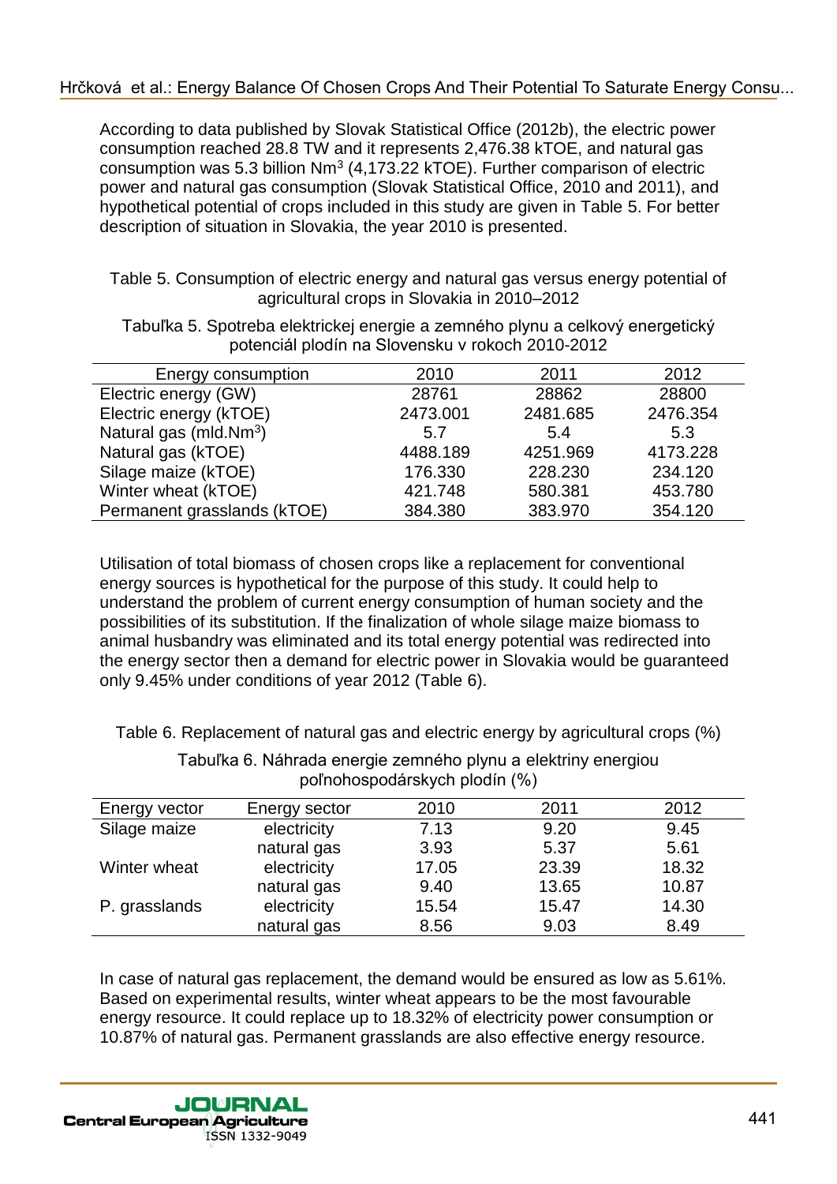According to data published by Slovak Statistical Office (2012b), the electric power consumption reached 28.8 TW and it represents 2,476.38 kTOE, and natural gas consumption was 5.3 billion $Nm^3$ (4,173.22 kTOE). Further comparison of electric power and natural gas consumption (Slovak Statistical Office, 2010 and 2011), and hypothetical potential of crops included in this study are given in Table 5. For better description of situation in Slovakia, the year 2010 is presented.

Table 5. Consumption of electric energy and natural gas versus energy potential of agricultural crops in Slovakia in 2010–2012

Tabuľka 5. Spotreba elektrickej energie a zemného plynu a celkový energetický potenciál plodín na Slovensku v rokoch 2010-2012

| Energy consumption | 2010 | 2011 | 2012 |
|---|---|---|---|
| Electric energy (GW) | 28761 | 28862 | 28800 |
| Electric energy (kTOE) | 2473.001 | 2481.685 | 2476.354 |
| Natural gas (mld.$Nm^3$) | 5.7 | 5.4 | 5.3 |
| Natural gas (kTOE) | 4488.189 | 4251.969 | 4173.228 |
| Silage maize (kTOE) | 176.330 | 228.230 | 234.120 |
| Winter wheat (kTOE) | 421.748 | 580.381 | 453.780 |
| Permanent grasslands (kTOE) | 384.380 | 383.970 | 354.120 |

Utilisation of total biomass of chosen crops like a replacement for conventional energy sources is hypothetical for the purpose of this study. It could help to understand the problem of current energy consumption of human society and the possibilities of its substitution. If the finalization of whole silage maize biomass to animal husbandry was eliminated and its total energy potential was redirected into the energy sector then a demand for electric power in Slovakia would be guaranteed only 9.45% under conditions of year 2012 (Table 6).

Table 6. Replacement of natural gas and electric energy by agricultural crops (%)

Tabuľka 6. Náhrada energie zemného plynu a elektriny energiou poľnohospodárskych plodín (%)

| Energy vector | Energy sector | 2010 | 2011 | 2012 |
|---|---|---|---|---|
| Silage maize | electricity | 7.13 | 9.20 | 9.45 |
| | natural gas | 3.93 | 5.37 | 5.61 |
| Winter wheat | electricity | 17.05 | 23.39 | 18.32 |
| | natural gas | 9.40 | 13.65 | 10.87 |
| P. grasslands | electricity | 15.54 | 15.47 | 14.30 |
| | natural gas | 8.56 | 9.03 | 8.49 |

In case of natural gas replacement, the demand would be ensured as low as 5.61%. Based on experimental results, winter wheat appears to be the most favourable energy resource. It could replace up to 18.32% of electricity power consumption or 10.87% of natural gas. Permanent grasslands are also effective energy resource.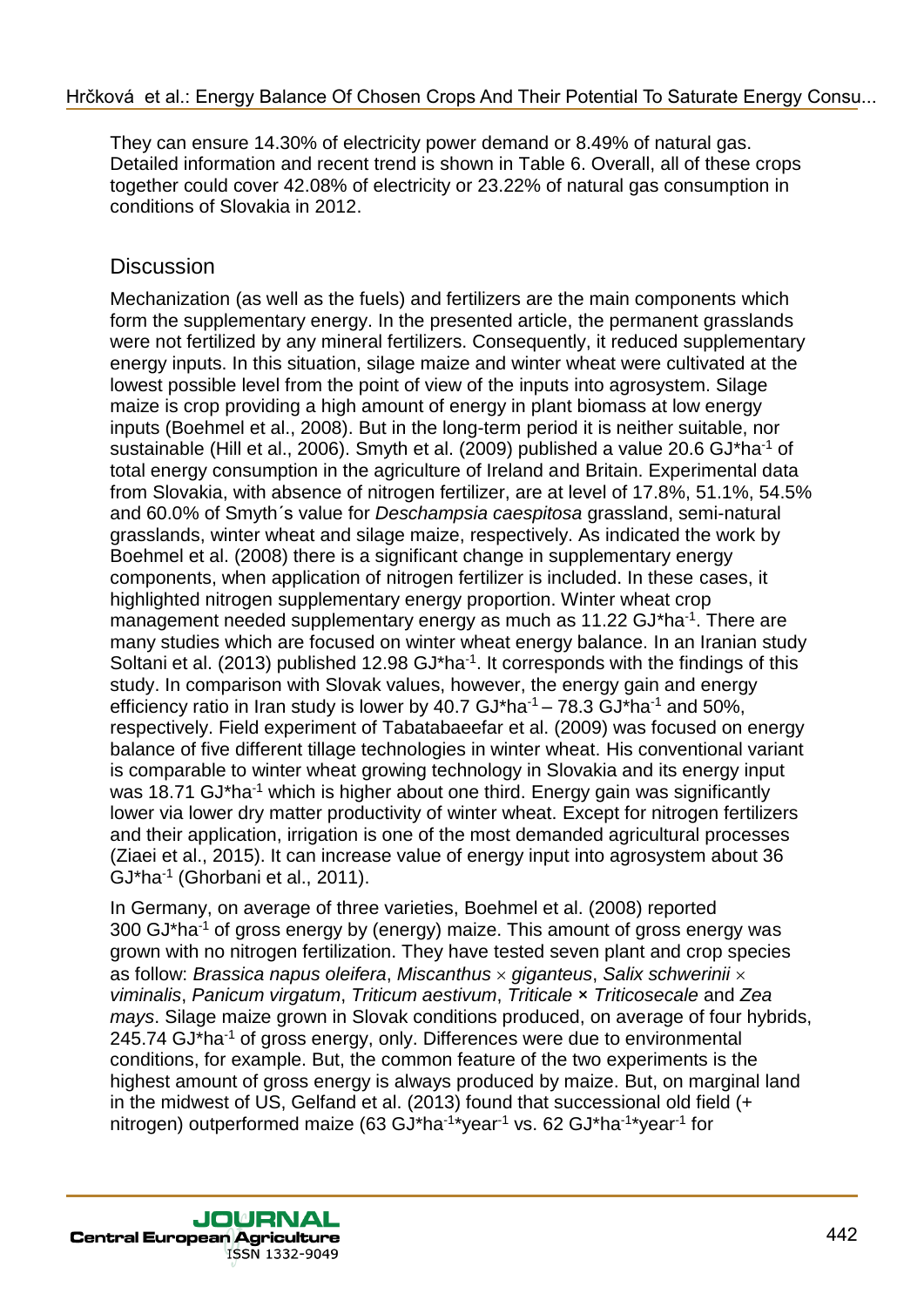They can ensure 14.30% of electricity power demand or 8.49% of natural gas. Detailed information and recent trend is shown in Table 6. Overall, all of these crops together could cover 42.08% of electricity or 23.22% of natural gas consumption in conditions of Slovakia in 2012.

## Discussion

Mechanization (as well as the fuels) and fertilizers are the main components which form the supplementary energy. In the presented article, the permanent grasslands were not fertilized by any mineral fertilizers. Consequently, it reduced supplementary energy inputs. In this situation, silage maize and winter wheat were cultivated at the lowest possible level from the point of view of the inputs into agrosystem. Silage maize is crop providing a high amount of energy in plant biomass at low energy inputs (Boehmel et al., 2008). But in the long-term period it is neither suitable, nor sustainable (Hill et al., 2006). Smyth et al. (2009) published a value 20.6 $GJ*ha^{-1}$ of total energy consumption in the agriculture of Ireland and Britain. Experimental data from Slovakia, with absence of nitrogen fertilizer, are at level of 17.8%, 51.1%, 54.5% and 60.0% of Smyth´s value for *Deschampsia caespitosa* grassland, semi-natural grasslands, winter wheat and silage maize, respectively. As indicated the work by Boehmel et al. (2008) there is a significant change in supplementary energy components, when application of nitrogen fertilizer is included. In these cases, it highlighted nitrogen supplementary energy proportion. Winter wheat crop management needed supplementary energy as much as 11.22 $GJ*ha^{-1}$. There are many studies which are focused on winter wheat energy balance. In an Iranian study Soltani et al. (2013) published 12.98 $GJ*ha^{-1}$. It corresponds with the findings of this study. In comparison with Slovak values, however, the energy gain and energy efficiency ratio in Iran study is lower by 40.7 $GJ*ha^{-1}$ – 78.3 $GJ*ha^{-1}$ and 50%, respectively. Field experiment of Tabatabaeefar et al. (2009) was focused on energy balance of five different tillage technologies in winter wheat. His conventional variant is comparable to winter wheat growing technology in Slovakia and its energy input was 18.71 $GJ*ha^{-1}$ which is higher about one third. Energy gain was significantly lower via lower dry matter productivity of winter wheat. Except for nitrogen fertilizers and their application, irrigation is one of the most demanded agricultural processes (Ziaei et al., 2015). It can increase value of energy input into agrosystem about 36 $GJ*ha^{-1}$ (Ghorbani et al., 2011).

In Germany, on average of three varieties, Boehmel et al. (2008) reported 300 $GJ*ha^{-1}$ of gross energy by (energy) maize. This amount of gross energy was grown with no nitrogen fertilization. They have tested seven plant and crop species as follow: *Brassica napus oleifera*, *Miscanthus × giganteus*, *Salix schwerinii × viminalis*, *Panicum virgatum*, *Triticum aestivum*, *Triticale × Triticosecale* and *Zea mays*. Silage maize grown in Slovak conditions produced, on average of four hybrids, 245.74 $GJ*ha^{-1}$ of gross energy, only. Differences were due to environmental conditions, for example. But, the common feature of the two experiments is the highest amount of gross energy is always produced by maize. But, on marginal land in the midwest of US, Gelfand et al. (2013) found that successional old field (+ nitrogen) outperformed maize (63 $GJ*ha^{-1}*year^{-1}$ vs. 62 $GJ*ha^{-1}*year^{-1}$ for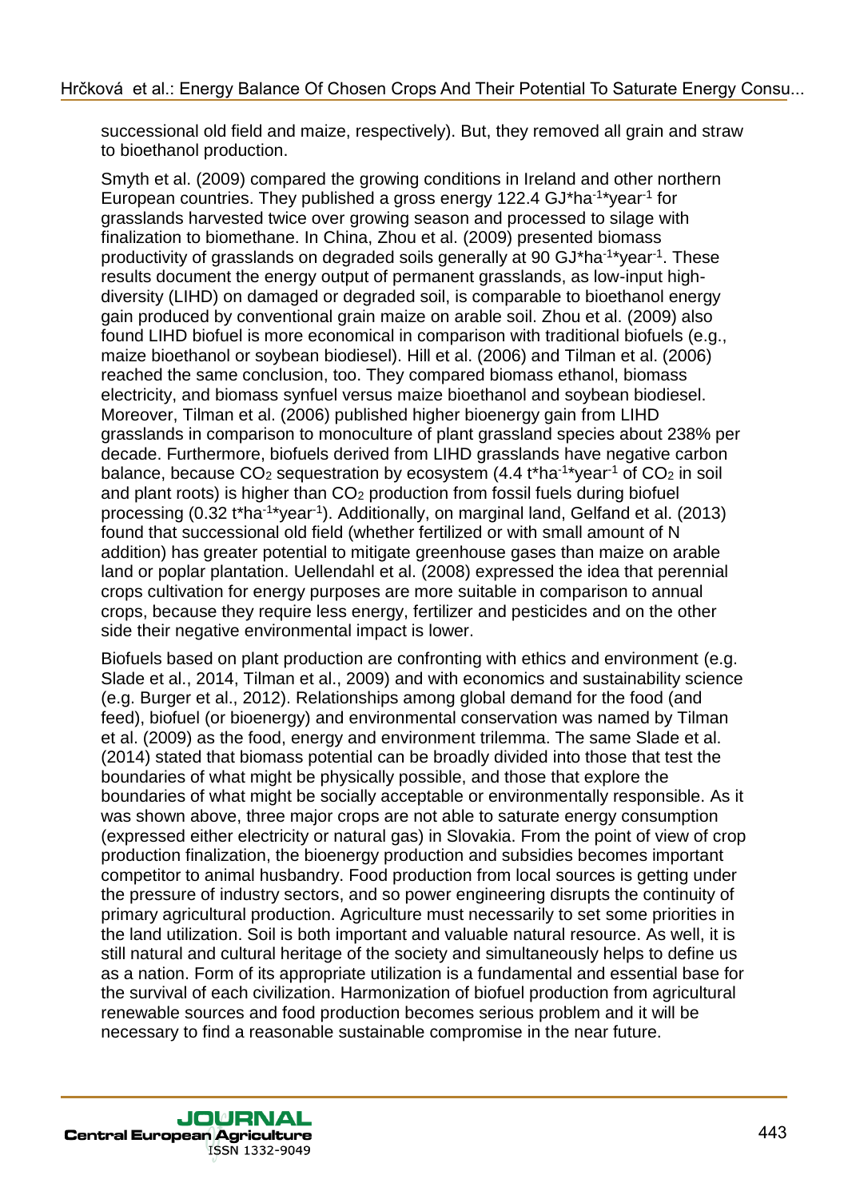successional old field and maize, respectively). But, they removed all grain and straw to bioethanol production.

Smyth et al. (2009) compared the growing conditions in Ireland and other northern European countries. They published a gross energy 122.4 GJ*ha$^{-1}$*year$^{-1}$ for grasslands harvested twice over growing season and processed to silage with finalization to biomethane. In China, Zhou et al. (2009) presented biomass productivity of grasslands on degraded soils generally at 90 GJ*ha$^{-1}$*year$^{-1}$. These results document the energy output of permanent grasslands, as low-input high-diversity (LIHD) on damaged or degraded soil, is comparable to bioethanol energy gain produced by conventional grain maize on arable soil. Zhou et al. (2009) also found LIHD biofuel is more economical in comparison with traditional biofuels (e.g., maize bioethanol or soybean biodiesel). Hill et al. (2006) and Tilman et al. (2006) reached the same conclusion, too. They compared biomass ethanol, biomass electricity, and biomass synfuel versus maize bioethanol and soybean biodiesel. Moreover, Tilman et al. (2006) published higher bioenergy gain from LIHD grasslands in comparison to monoculture of plant grassland species about 238% per decade. Furthermore, biofuels derived from LIHD grasslands have negative carbon balance, because $CO_2$ sequestration by ecosystem (4.4 t*ha$^{-1}$*year$^{-1}$ of $CO_2$ in soil and plant roots) is higher than $CO_2$ production from fossil fuels during biofuel processing (0.32 t*ha$^{-1}$*year$^{-1}$). Additionally, on marginal land, Gelfand et al. (2013) found that successional old field (whether fertilized or with small amount of N addition) has greater potential to mitigate greenhouse gases than maize on arable land or poplar plantation. Uellendahl et al. (2008) expressed the idea that perennial crops cultivation for energy purposes are more suitable in comparison to annual crops, because they require less energy, fertilizer and pesticides and on the other side their negative environmental impact is lower.

Biofuels based on plant production are confronting with ethics and environment (e.g. Slade et al., 2014, Tilman et al., 2009) and with economics and sustainability science (e.g. Burger et al., 2012). Relationships among global demand for the food (and feed), biofuel (or bioenergy) and environmental conservation was named by Tilman et al. (2009) as the food, energy and environment trilemma. The same Slade et al. (2014) stated that biomass potential can be broadly divided into those that test the boundaries of what might be physically possible, and those that explore the boundaries of what might be socially acceptable or environmentally responsible. As it was shown above, three major crops are not able to saturate energy consumption (expressed either electricity or natural gas) in Slovakia. From the point of view of crop production finalization, the bioenergy production and subsidies becomes important competitor to animal husbandry. Food production from local sources is getting under the pressure of industry sectors, and so power engineering disrupts the continuity of primary agricultural production. Agriculture must necessarily to set some priorities in the land utilization. Soil is both important and valuable natural resource. As well, it is still natural and cultural heritage of the society and simultaneously helps to define us as a nation. Form of its appropriate utilization is a fundamental and essential base for the survival of each civilization. Harmonization of biofuel production from agricultural renewable sources and food production becomes serious problem and it will be necessary to find a reasonable sustainable compromise in the near future.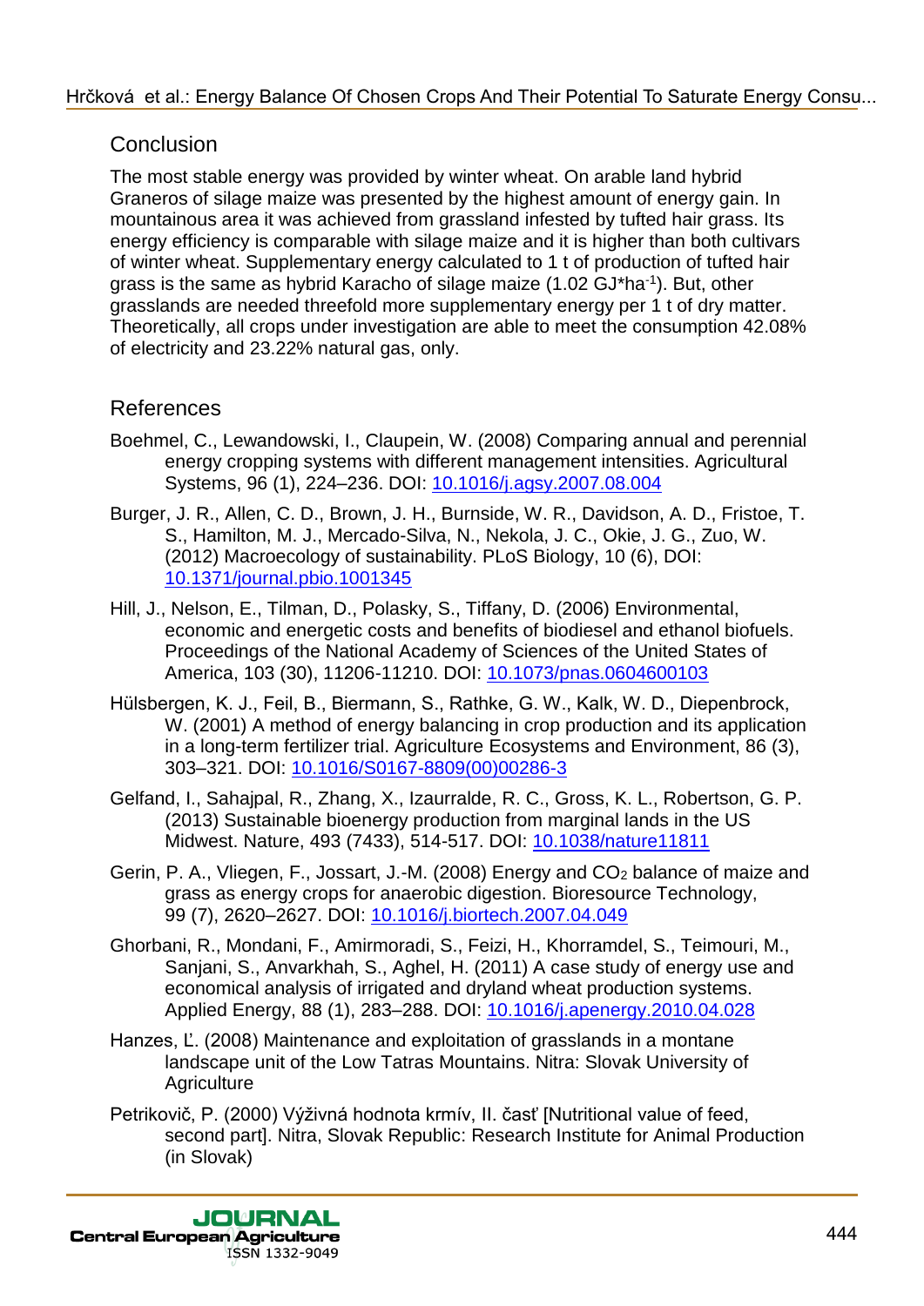## Conclusion

The most stable energy was provided by winter wheat. On arable land hybrid Graneros of silage maize was presented by the highest amount of energy gain. In mountainous area it was achieved from grassland infested by tufted hair grass. Its energy efficiency is comparable with silage maize and it is higher than both cultivars of winter wheat. Supplementary energy calculated to 1 t of production of tufted hair grass is the same as hybrid Karacho of silage maize (1.02 GJ*ha$^{-1}$). But, other grasslands are needed threefold more supplementary energy per 1 t of dry matter. Theoretically, all crops under investigation are able to meet the consumption 42.08% of electricity and 23.22% natural gas, only.

## References

Boehmel, C., Lewandowski, I., Claupein, W. (2008) Comparing annual and perennial energy cropping systems with different management intensities. Agricultural Systems, 96 (1), 224–236. DOI: 10.1016/j.agsy.2007.08.004

Burger, J. R., Allen, C. D., Brown, J. H., Burnside, W. R., Davidson, A. D., Fristoe, T. S., Hamilton, M. J., Mercado-Silva, N., Nekola, J. C., Okie, J. G., Zuo, W. (2012) Macroecology of sustainability. PLoS Biology, 10 (6), DOI: 10.1371/journal.pbio.1001345

Hill, J., Nelson, E., Tilman, D., Polasky, S., Tiffany, D. (2006) Environmental, economic and energetic costs and benefits of biodiesel and ethanol biofuels. Proceedings of the National Academy of Sciences of the United States of America, 103 (30), 11206-11210. DOI: 10.1073/pnas.0604600103

Hülsbergen, K. J., Feil, B., Biermann, S., Rathke, G. W., Kalk, W. D., Diepenbrock, W. (2001) A method of energy balancing in crop production and its application in a long-term fertilizer trial. Agriculture Ecosystems and Environment, 86 (3), 303–321. DOI: 10.1016/S0167-8809(00)00286-3

Gelfand, I., Sahajpal, R., Zhang, X., Izaurralde, R. C., Gross, K. L., Robertson, G. P. (2013) Sustainable bioenergy production from marginal lands in the US Midwest. Nature, 493 (7433), 514-517. DOI: 10.1038/nature11811

Gerin, P. A., Vliegen, F., Jossart, J.-M. (2008) Energy and $CO_2$ balance of maize and grass as energy crops for anaerobic digestion. Bioresource Technology, 99 (7), 2620–2627. DOI: 10.1016/j.biortech.2007.04.049

Ghorbani, R., Mondani, F., Amirmoradi, S., Feizi, H., Khorramdel, S., Teimouri, M., Sanjani, S., Anvarkhah, S., Aghel, H. (2011) A case study of energy use and economical analysis of irrigated and dryland wheat production systems. Applied Energy, 88 (1), 283–288. DOI: 10.1016/j.apenergy.2010.04.028

Hanzes, Ľ. (2008) Maintenance and exploitation of grasslands in a montane landscape unit of the Low Tatras Mountains. Nitra: Slovak University of Agriculture

Petrikovič, P. (2000) Výživná hodnota krmív, II. časť [Nutritional value of feed, second part]. Nitra, Slovak Republic: Research Institute for Animal Production (in Slovak)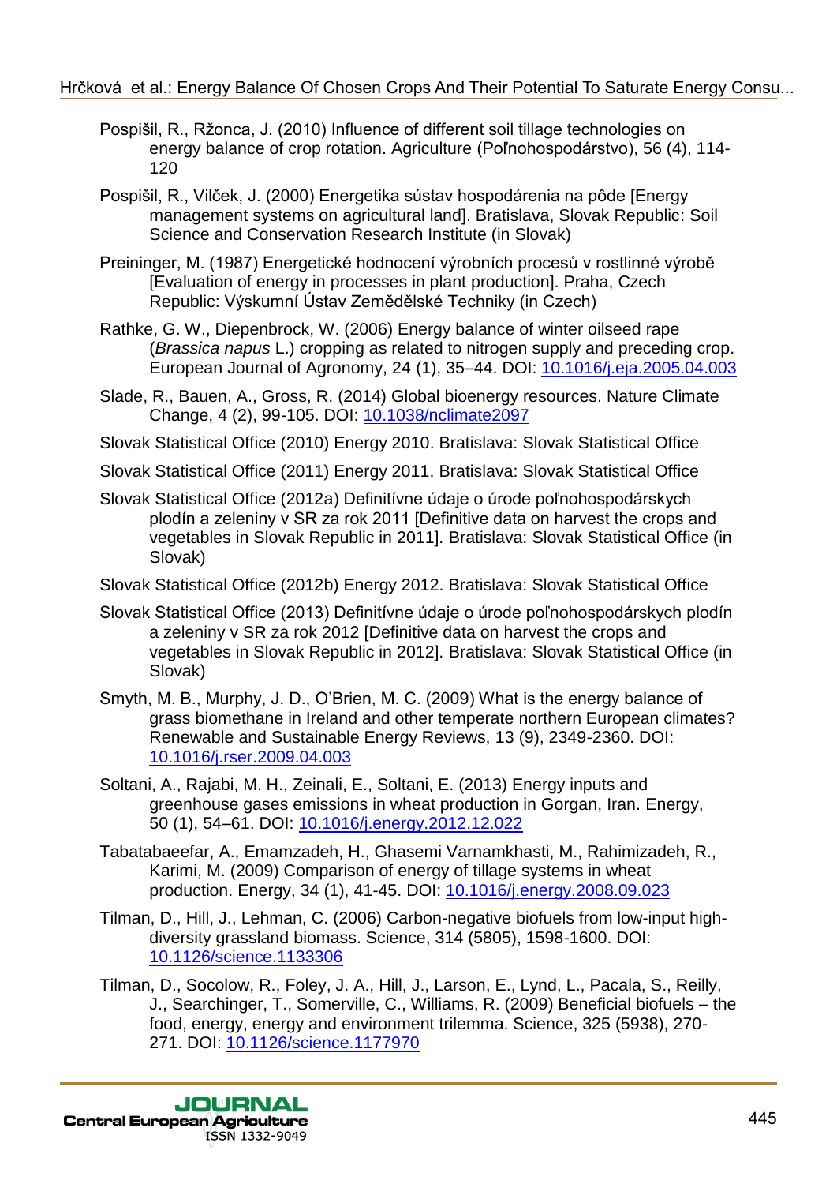Pospišil, R., Ržonca, J. (2010) Influence of different soil tillage technologies on energy balance of crop rotation. Agriculture (Poľnohospodárstvo), 56 (4), 114-120

Pospišil, R., Vilček, J. (2000) Energetika sústav hospodárenia na pôde [Energy management systems on agricultural land]. Bratislava, Slovak Republic: Soil Science and Conservation Research Institute (in Slovak)

Preininger, M. (1987) Energetické hodnocení výrobních procesů v rostlinné výrobě [Evaluation of energy in processes in plant production]. Praha, Czech Republic: Výskumní Ústav Zemědělské Techniky (in Czech)

Rathke, G. W., Diepenbrock, W. (2006) Energy balance of winter oilseed rape (*Brassica napus* L.) cropping as related to nitrogen supply and preceding crop. European Journal of Agronomy, 24 (1), 35–44. DOI: 10.1016/j.eja.2005.04.003

Slade, R., Bauen, A., Gross, R. (2014) Global bioenergy resources. Nature Climate Change, 4 (2), 99-105. DOI: 10.1038/nclimate2097

Slovak Statistical Office (2010) Energy 2010. Bratislava: Slovak Statistical Office

Slovak Statistical Office (2011) Energy 2011. Bratislava: Slovak Statistical Office

Slovak Statistical Office (2012a) Definitívne údaje o úrode poľnohospodárskych plodín a zeleniny v SR za rok 2011 [Definitive data on harvest the crops and vegetables in Slovak Republic in 2011]. Bratislava: Slovak Statistical Office (in Slovak)

Slovak Statistical Office (2012b) Energy 2012. Bratislava: Slovak Statistical Office

Slovak Statistical Office (2013) Definitívne údaje o úrode poľnohospodárskych plodín a zeleniny v SR za rok 2012 [Definitive data on harvest the crops and vegetables in Slovak Republic in 2012]. Bratislava: Slovak Statistical Office (in Slovak)

Smyth, M. B., Murphy, J. D., O'Brien, M. C. (2009) What is the energy balance of grass biomethane in Ireland and other temperate northern European climates? Renewable and Sustainable Energy Reviews, 13 (9), 2349-2360. DOI: 10.1016/j.rser.2009.04.003

Soltani, A., Rajabi, M. H., Zeinali, E., Soltani, E. (2013) Energy inputs and greenhouse gases emissions in wheat production in Gorgan, Iran. Energy, 50 (1), 54–61. DOI: 10.1016/j.energy.2012.12.022

Tabatabaeefar, A., Emamzadeh, H., Ghasemi Varnamkhasti, M., Rahimizadeh, R., Karimi, M. (2009) Comparison of energy of tillage systems in wheat production. Energy, 34 (1), 41-45. DOI: 10.1016/j.energy.2008.09.023

Tilman, D., Hill, J., Lehman, C. (2006) Carbon-negative biofuels from low-input high-diversity grassland biomass. Science, 314 (5805), 1598-1600. DOI: 10.1126/science.1133306

Tilman, D., Socolow, R., Foley, J. A., Hill, J., Larson, E., Lynd, L., Pacala, S., Reilly, J., Searchinger, T., Somerville, C., Williams, R. (2009) Beneficial biofuels – the food, energy, energy and environment trilemma. Science, 325 (5938), 270-271. DOI: 10.1126/science.1177970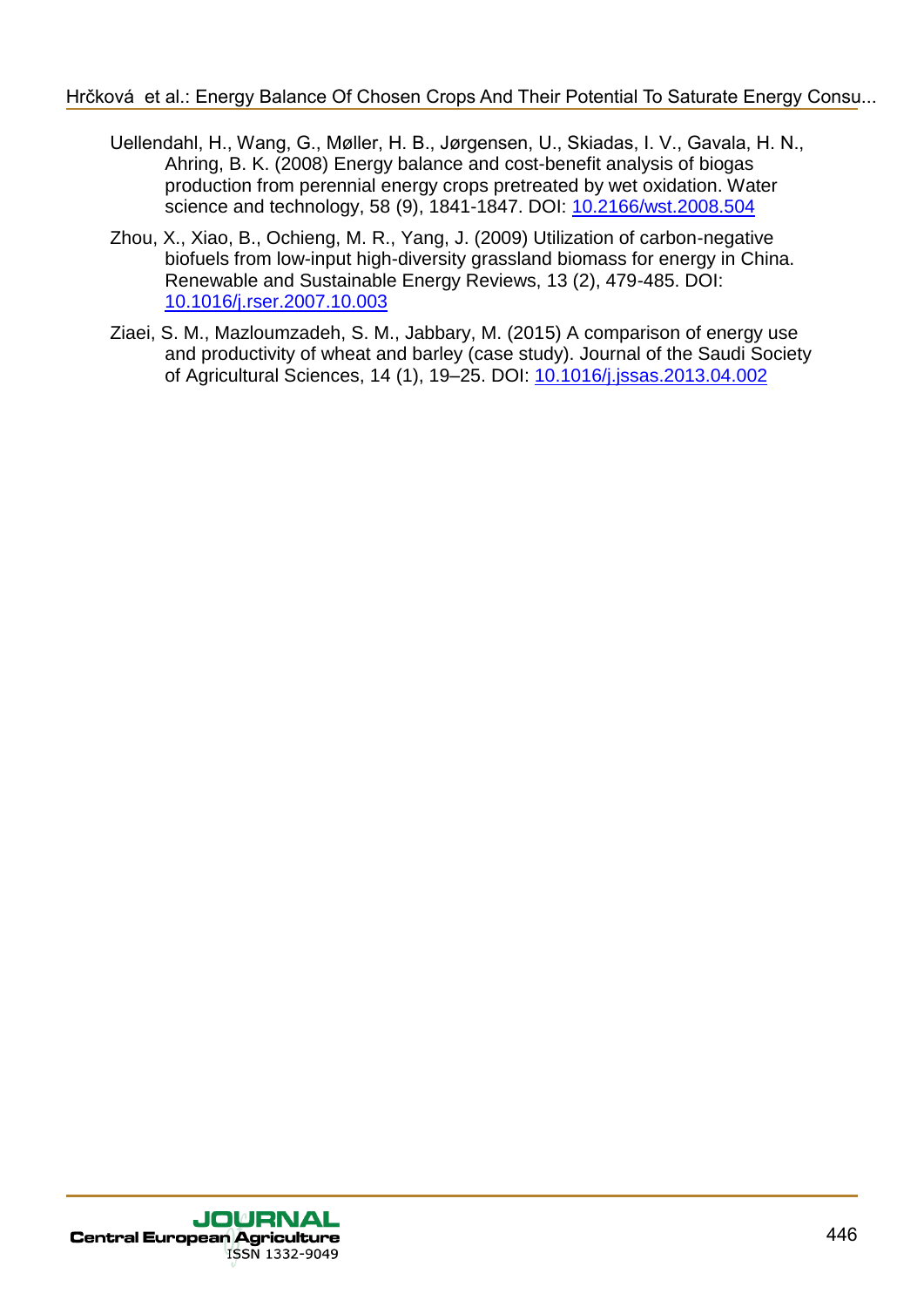Uellendahl, H., Wang, G., Møller, H. B., Jørgensen, U., Skiadas, I. V., Gavala, H. N., Ahring, B. K. (2008) Energy balance and cost-benefit analysis of biogas production from perennial energy crops pretreated by wet oxidation. Water science and technology, 58 (9), 1841-1847. DOI: 10.2166/wst.2008.504

Zhou, X., Xiao, B., Ochieng, M. R., Yang, J. (2009) Utilization of carbon-negative biofuels from low-input high-diversity grassland biomass for energy in China. Renewable and Sustainable Energy Reviews, 13 (2), 479-485. DOI: 10.1016/j.rser.2007.10.003

Ziaei, S. M., Mazloumzadeh, S. M., Jabbary, M. (2015) A comparison of energy use and productivity of wheat and barley (case study). Journal of the Saudi Society of Agricultural Sciences, 14 (1), 19–25. DOI: 10.1016/j.jssas.2013.04.002